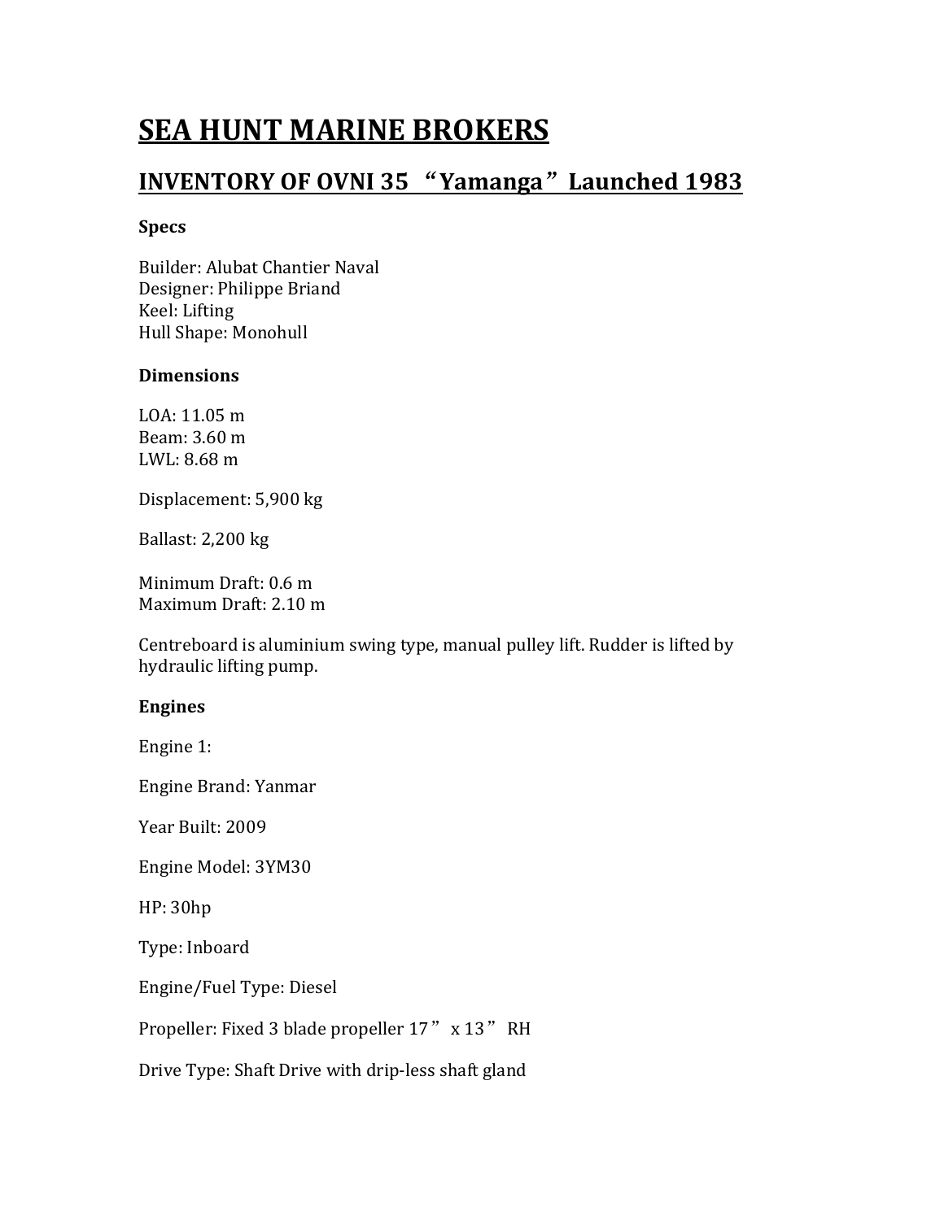# SEA HUNT MARINE BROKERS

## INVENTORY OF OVNI 35 “Yamanga” Launched 1983

**Specs**

Builder: Alubat Chantier Naval
Designer: Philippe Briand
Keel: Lifting
Hull Shape: Monohull

**Dimensions**

LOA: 11.05 m
Beam: 3.60 m
LWL: 8.68 m

Displacement: 5,900 kg

Ballast: 2,200 kg

Minimum Draft: 0.6 m
Maximum Draft: 2.10 m

Centreboard is aluminium swing type, manual pulley lift. Rudder is lifted by hydraulic lifting pump.

**Engines**

Engine 1:

Engine Brand: Yanmar

Year Built: 2009

Engine Model: 3YM30

HP: 30hp

Type: Inboard

Engine/Fuel Type: Diesel

Propeller: Fixed 3 blade propeller 17” x 13” RH

Drive Type: Shaft Drive with drip-less shaft gland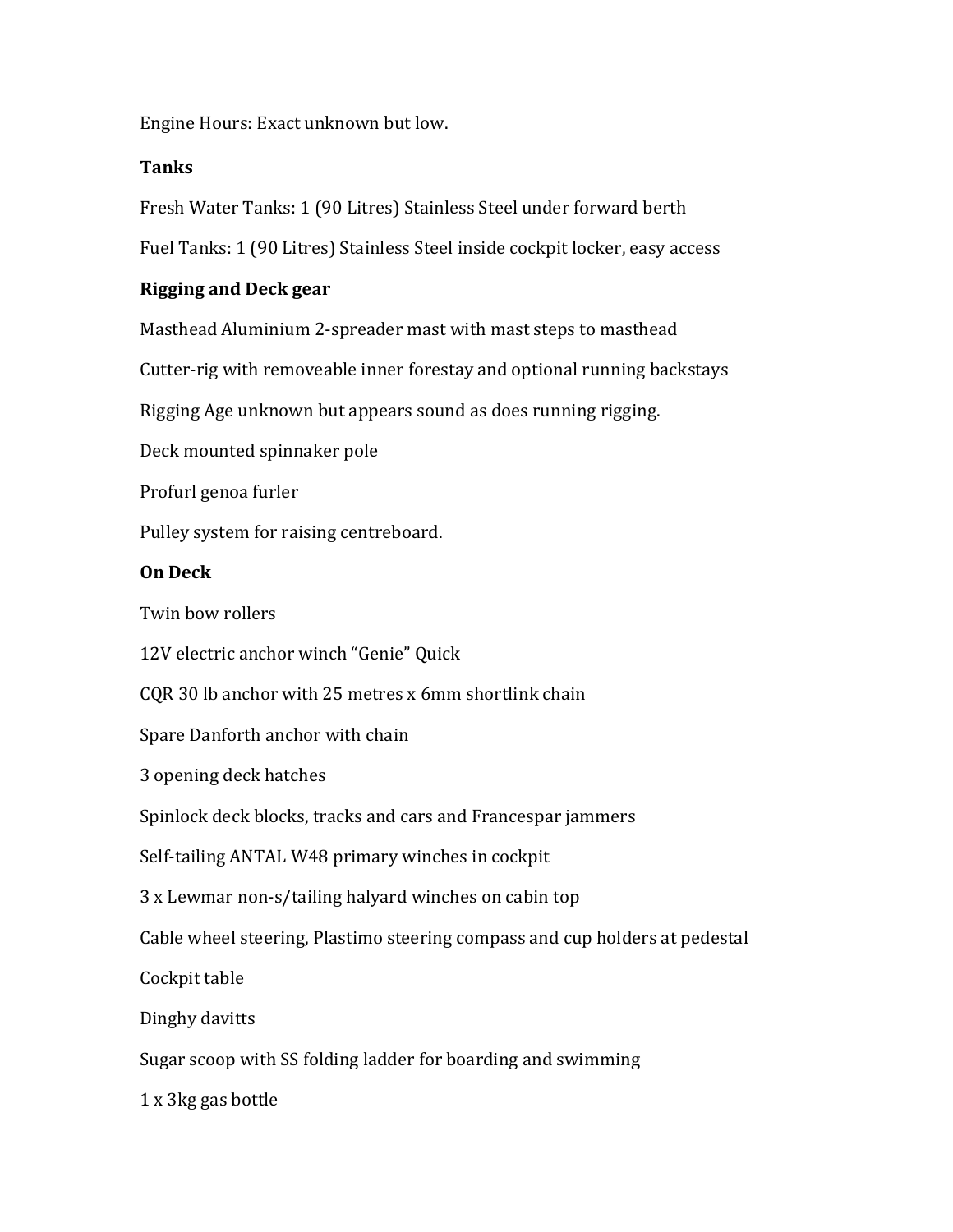Engine Hours: Exact unknown but low.

**Tanks**

Fresh Water Tanks: 1 (90 Litres) Stainless Steel under forward berth

Fuel Tanks: 1 (90 Litres) Stainless Steel inside cockpit locker, easy access

**Rigging and Deck gear**

Masthead Aluminium 2-spreader mast with mast steps to masthead

Cutter-rig with removeable inner forestay and optional running backstays

Rigging Age unknown but appears sound as does running rigging.

Deck mounted spinnaker pole

Profurl genoa furler

Pulley system for raising centreboard.

**On Deck**

Twin bow rollers

12V electric anchor winch "Genie" Quick

CQR 30 lb anchor with 25 metres x 6mm shortlink chain

Spare Danforth anchor with chain

3 opening deck hatches

Spinlock deck blocks, tracks and cars and Francespar jammers

Self-tailing ANTAL W48 primary winches in cockpit

3 x Lewmar non-s/tailing halyard winches on cabin top

Cable wheel steering, Plastimo steering compass and cup holders at pedestal

Cockpit table

Dinghy davitts

Sugar scoop with SS folding ladder for boarding and swimming

1 x 3kg gas bottle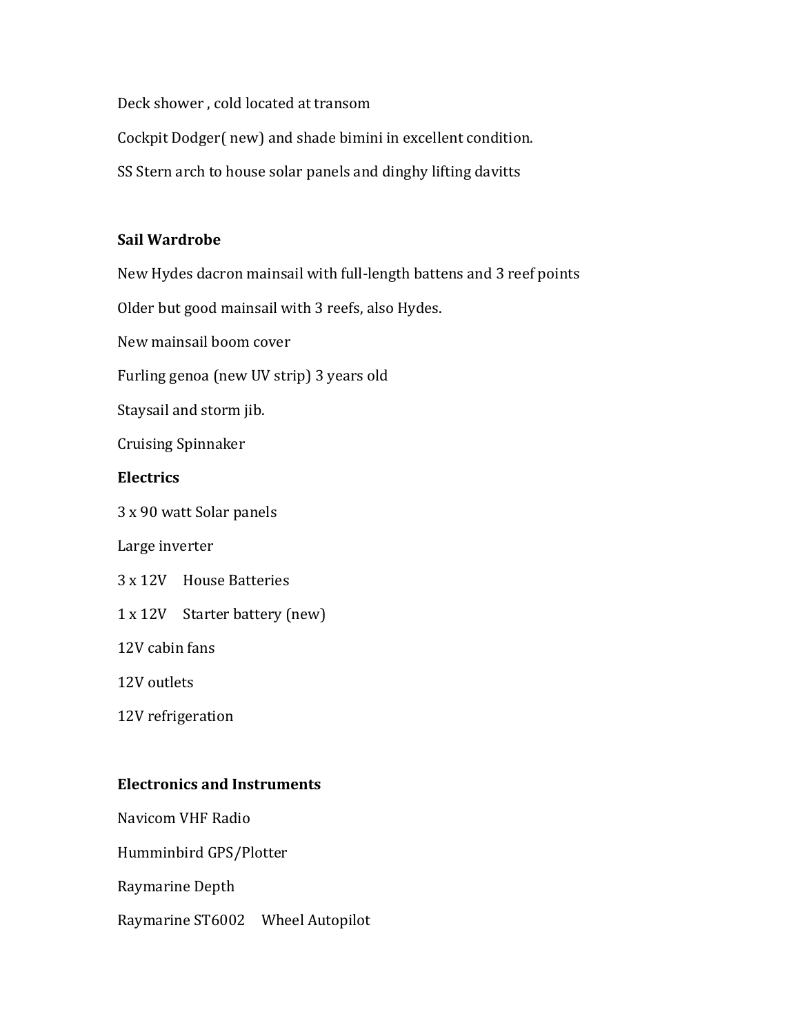Deck shower , cold located at transom

Cockpit Dodger( new) and shade bimini in excellent condition.

SS Stern arch to house solar panels and dinghy lifting davitts

**Sail Wardrobe**

New Hydes dacron mainsail with full-length battens and 3 reef points

Older but good mainsail with 3 reefs, also Hydes.

New mainsail boom cover

Furling genoa (new UV strip) 3 years old

Staysail and storm jib.

Cruising Spinnaker

**Electrics**

3 x 90 watt Solar panels

Large inverter

3 x 12V House Batteries

1 x 12V Starter battery (new)

12V cabin fans

12V outlets

12V refrigeration

**Electronics and Instruments**

Navicom VHF Radio

Humminbird GPS/Plotter

Raymarine Depth

Raymarine ST6002 Wheel Autopilot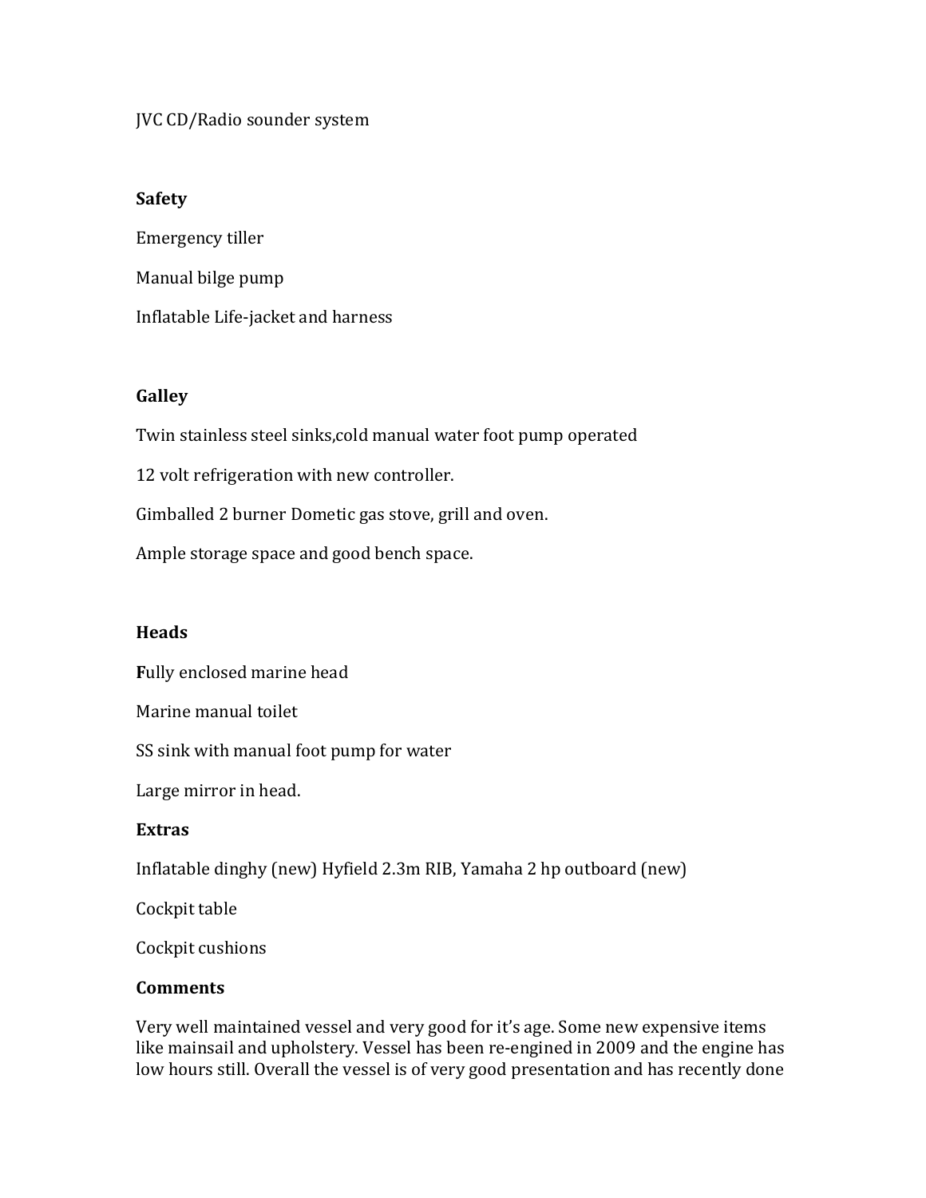JVC CD/Radio sounder system

**Safety**

Emergency tiller

Manual bilge pump

Inflatable Life-jacket and harness

**Galley**

Twin stainless steel sinks,cold manual water foot pump operated

12 volt refrigeration with new controller.

Gimballed 2 burner Dometic gas stove, grill and oven.

Ample storage space and good bench space.

**Heads**

**F**ully enclosed marine head

Marine manual toilet

SS sink with manual foot pump for water

Large mirror in head.

**Extras**

Inflatable dinghy (new) Hyfield 2.3m RIB, Yamaha 2 hp outboard (new)

Cockpit table

Cockpit cushions

**Comments**

Very well maintained vessel and very good for it's age. Some new expensive items like mainsail and upholstery. Vessel has been re-engined in 2009 and the engine has low hours still. Overall the vessel is of very good presentation and has recently done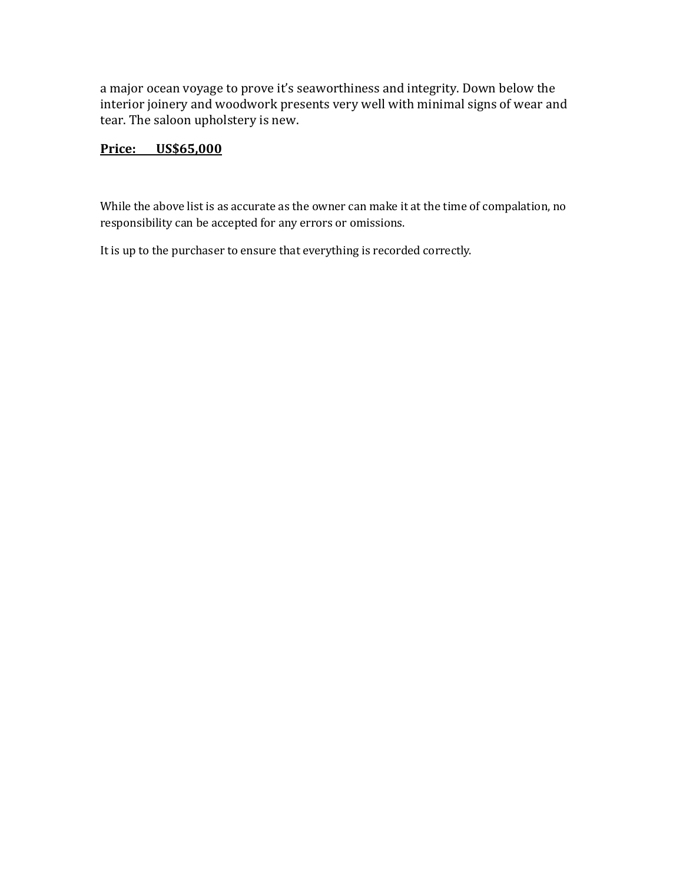a major ocean voyage to prove it's seaworthiness and integrity. Down below the interior joinery and woodwork presents very well with minimal signs of wear and tear. The saloon upholstery is new.

**Price: US$65,000**

While the above list is as accurate as the owner can make it at the time of compalation, no responsibility can be accepted for any errors or omissions.

It is up to the purchaser to ensure that everything is recorded correctly.